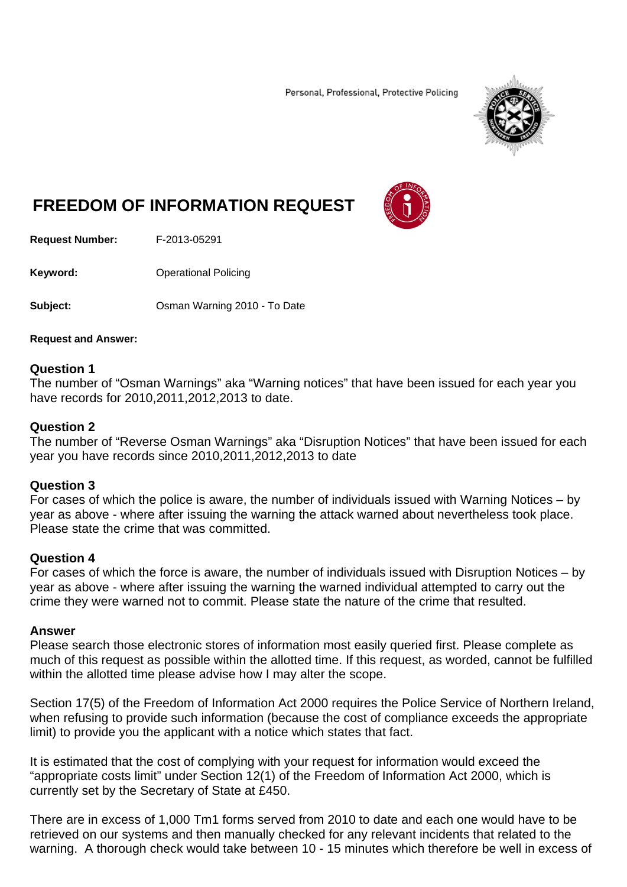Personal, Professional, Protective Policing

# FREEDOM OF INFORMATION REQUEST

**Request Number:** F-2013-05291

**Keyword:** Operational Policing

**Subject:** Osman Warning 2010 - To Date

**Request and Answer:**

**Question 1**
The number of "Osman Warnings" aka "Warning notices" that have been issued for each year you have records for 2010,2011,2012,2013 to date.

**Question 2**
The number of "Reverse Osman Warnings" aka "Disruption Notices" that have been issued for each year you have records since 2010,2011,2012,2013 to date

**Question 3**
For cases of which the police is aware, the number of individuals issued with Warning Notices – by year as above - where after issuing the warning the attack warned about nevertheless took place. Please state the crime that was committed.

**Question 4**
For cases of which the force is aware, the number of individuals issued with Disruption Notices – by year as above - where after issuing the warning the warned individual attempted to carry out the crime they were warned not to commit. Please state the nature of the crime that resulted.

**Answer**
Please search those electronic stores of information most easily queried first. Please complete as much of this request as possible within the allotted time. If this request, as worded, cannot be fulfilled within the allotted time please advise how I may alter the scope.

Section 17(5) of the Freedom of Information Act 2000 requires the Police Service of Northern Ireland, when refusing to provide such information (because the cost of compliance exceeds the appropriate limit) to provide you the applicant with a notice which states that fact.

It is estimated that the cost of complying with your request for information would exceed the "appropriate costs limit" under Section 12(1) of the Freedom of Information Act 2000, which is currently set by the Secretary of State at £450.

There are in excess of 1,000 Tm1 forms served from 2010 to date and each one would have to be retrieved on our systems and then manually checked for any relevant incidents that related to the warning. A thorough check would take between 10 - 15 minutes which therefore be well in excess of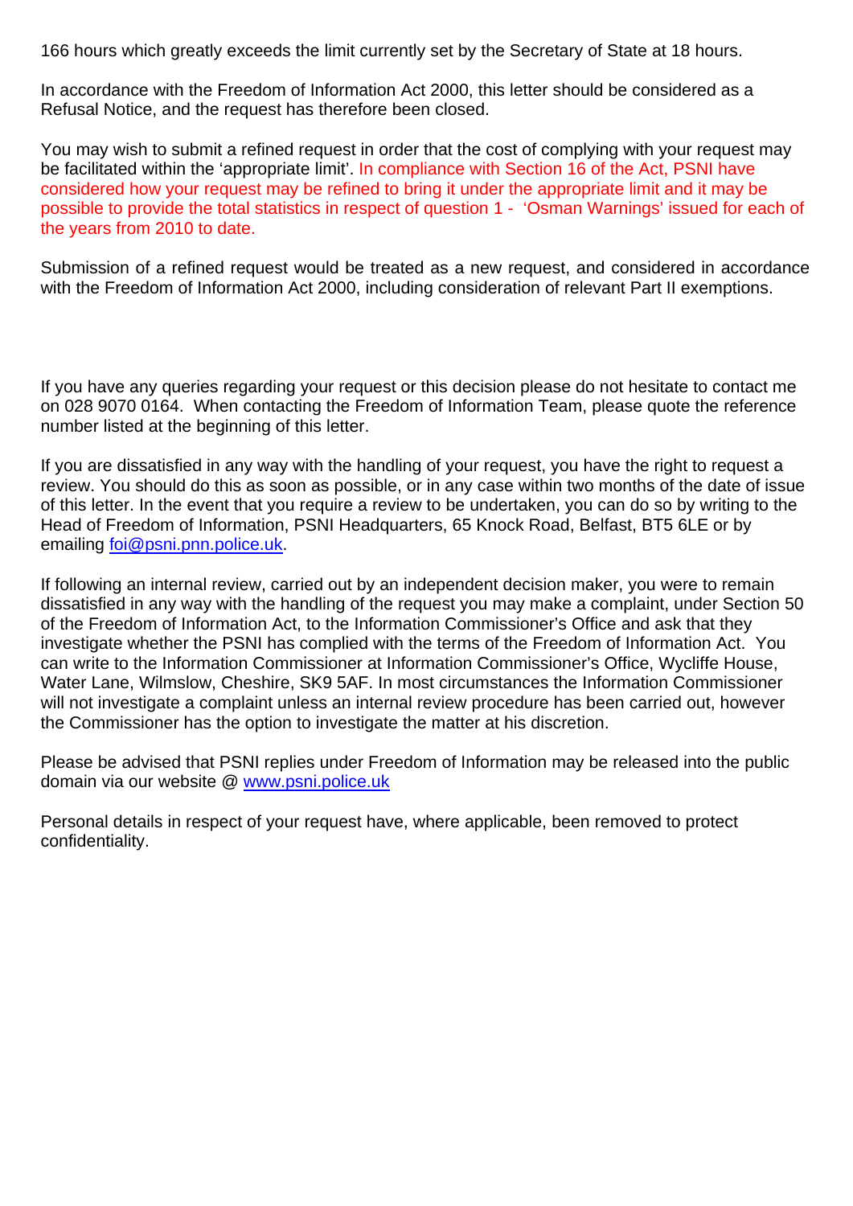166 hours which greatly exceeds the limit currently set by the Secretary of State at 18 hours.

In accordance with the Freedom of Information Act 2000, this letter should be considered as a Refusal Notice, and the request has therefore been closed.

You may wish to submit a refined request in order that the cost of complying with your request may be facilitated within the 'appropriate limit'. In compliance with Section 16 of the Act, PSNI have considered how your request may be refined to bring it under the appropriate limit and it may be possible to provide the total statistics in respect of question 1 - 'Osman Warnings' issued for each of the years from 2010 to date.

Submission of a refined request would be treated as a new request, and considered in accordance with the Freedom of Information Act 2000, including consideration of relevant Part II exemptions.

If you have any queries regarding your request or this decision please do not hesitate to contact me on 028 9070 0164. When contacting the Freedom of Information Team, please quote the reference number listed at the beginning of this letter.

If you are dissatisfied in any way with the handling of your request, you have the right to request a review. You should do this as soon as possible, or in any case within two months of the date of issue of this letter. In the event that you require a review to be undertaken, you can do so by writing to the Head of Freedom of Information, PSNI Headquarters, 65 Knock Road, Belfast, BT5 6LE or by emailing foi@psni.pnn.police.uk.

If following an internal review, carried out by an independent decision maker, you were to remain dissatisfied in any way with the handling of the request you may make a complaint, under Section 50 of the Freedom of Information Act, to the Information Commissioner's Office and ask that they investigate whether the PSNI has complied with the terms of the Freedom of Information Act. You can write to the Information Commissioner at Information Commissioner's Office, Wycliffe House, Water Lane, Wilmslow, Cheshire, SK9 5AF. In most circumstances the Information Commissioner will not investigate a complaint unless an internal review procedure has been carried out, however the Commissioner has the option to investigate the matter at his discretion.

Please be advised that PSNI replies under Freedom of Information may be released into the public domain via our website @ www.psni.police.uk

Personal details in respect of your request have, where applicable, been removed to protect confidentiality.